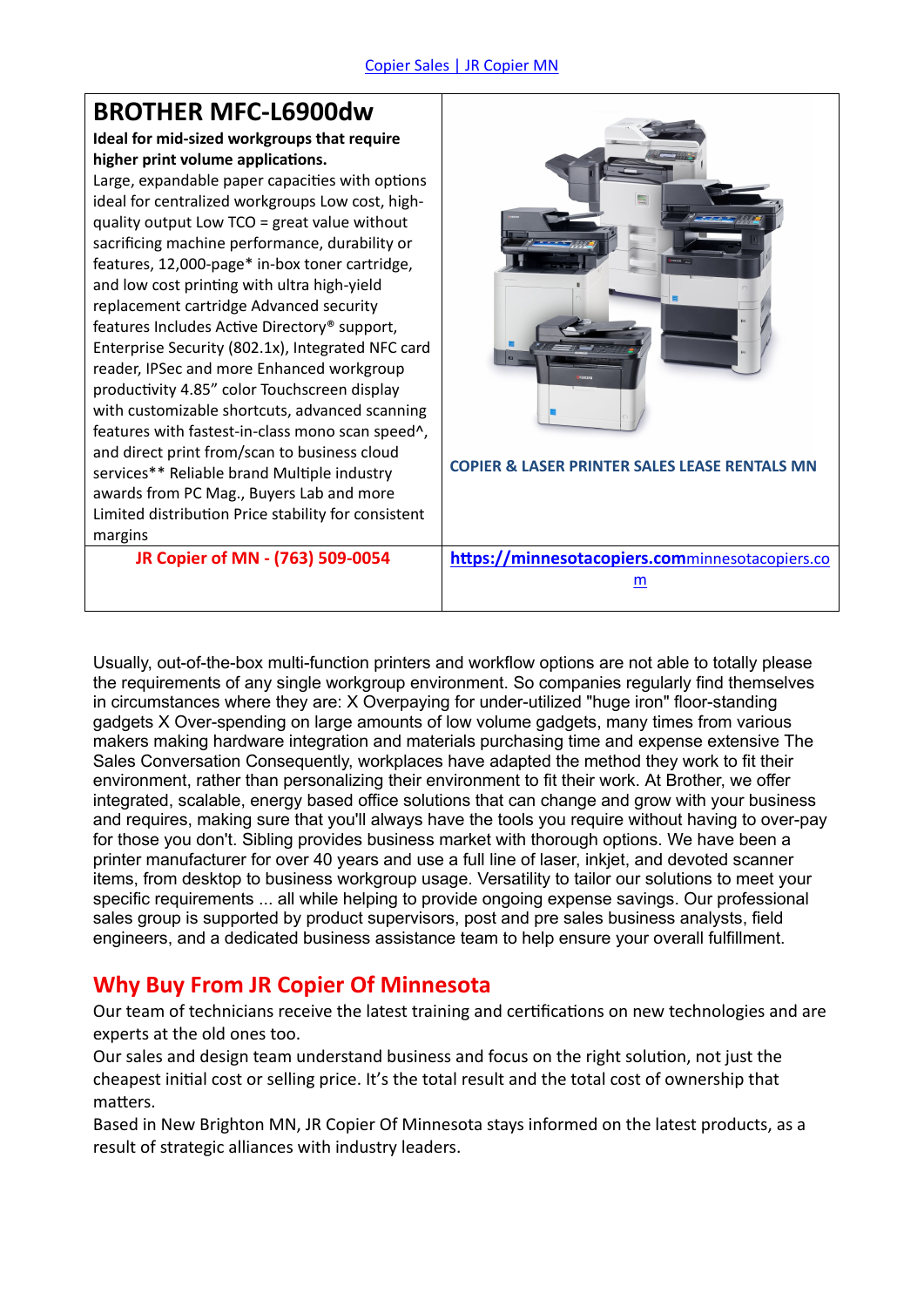[Copier Sales | JR Copier MN](https://minnesotacopiers.com)

| BROTHER MFC-L6900dw | |
|---|---|
| **Ideal for mid-sized workgroups that require higher print volume applications.** Large, expandable paper capacities with options ideal for centralized workgroups Low cost, high-quality output Low TCO = great value without sacrificing machine performance, durability or features, 12,000-page* in-box toner cartridge, and low cost printing with ultra high-yield replacement cartridge Advanced security features Includes Active Directory® support, Enterprise Security (802.1x), Integrated NFC card reader, IPSec and more Enhanced workgroup productivity 4.85" color Touchscreen display with customizable shortcuts, advanced scanning features with fastest-in-class mono scan speed^, and direct print from/scan to business cloud services** Reliable brand Multiple industry awards from PC Mag., Buyers Lab and more Limited distribution Price stability for consistent margins | **COPIER & LASER PRINTER SALES LEASE RENTALS MN** |
| **JR Copier of MN - (763) 509-0054** | **https://minnesotacopiers.com**minnesotacopiers.com |

Usually, out-of-the-box multi-function printers and workflow options are not able to totally please the requirements of any single workgroup environment. So companies regularly find themselves in circumstances where they are: X Overpaying for under-utilized "huge iron" floor-standing gadgets X Over-spending on large amounts of low volume gadgets, many times from various makers making hardware integration and materials purchasing time and expense extensive The Sales Conversation Consequently, workplaces have adapted the method they work to fit their environment, rather than personalizing their environment to fit their work. At Brother, we offer integrated, scalable, energy based office solutions that can change and grow with your business and requires, making sure that you'll always have the tools you require without having to over-pay for those you don't. Sibling provides business market with thorough options. We have been a printer manufacturer for over 40 years and use a full line of laser, inkjet, and devoted scanner items, from desktop to business workgroup usage. Versatility to tailor our solutions to meet your specific requirements ... all while helping to provide ongoing expense savings. Our professional sales group is supported by product supervisors, post and pre sales business analysts, field engineers, and a dedicated business assistance team to help ensure your overall fulfillment.

## Why Buy From JR Copier Of Minnesota

Our team of technicians receive the latest training and certifications on new technologies and are experts at the old ones too.

Our sales and design team understand business and focus on the right solution, not just the cheapest initial cost or selling price. It's the total result and the total cost of ownership that matters.

Based in New Brighton MN, JR Copier Of Minnesota stays informed on the latest products, as a result of strategic alliances with industry leaders.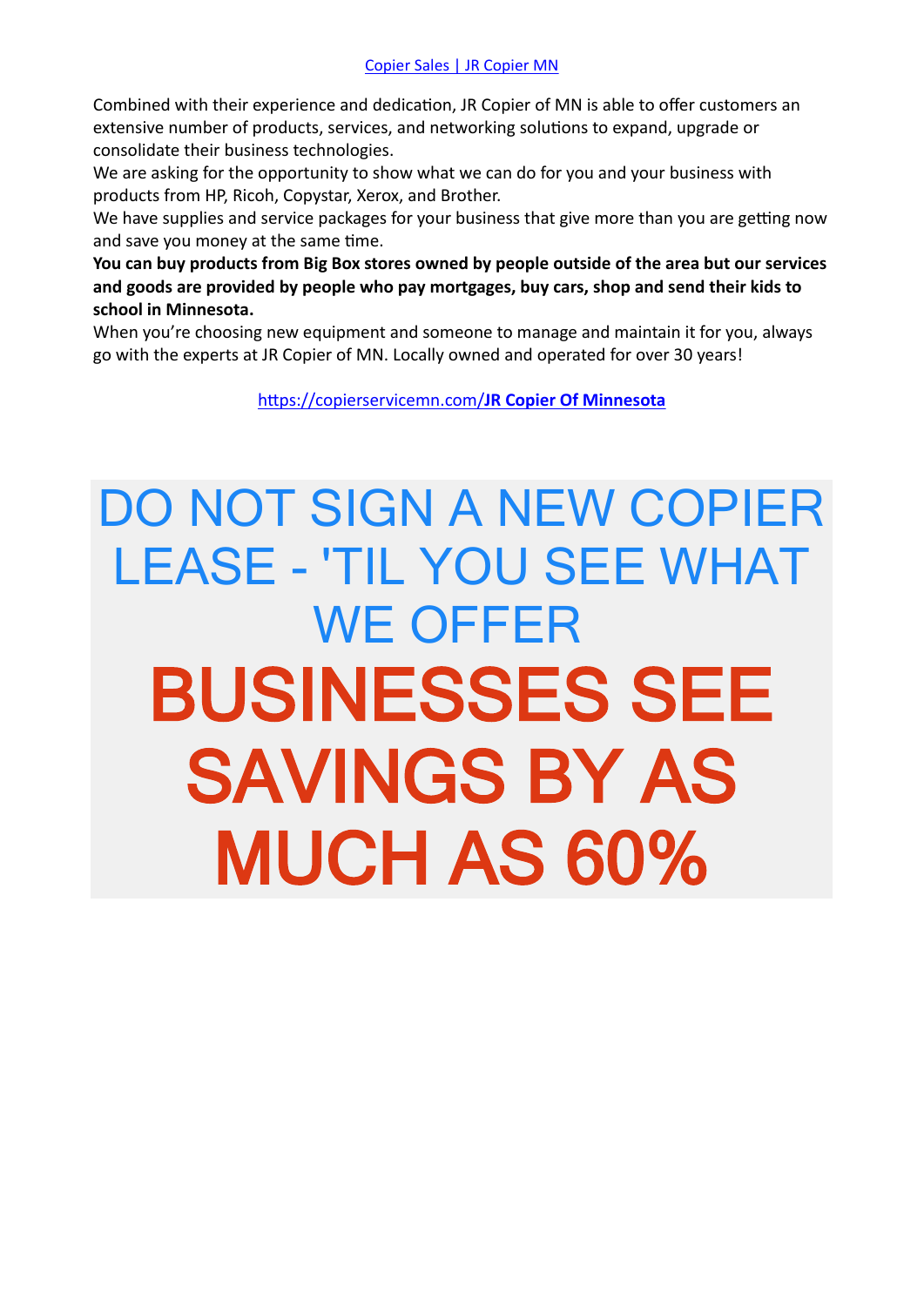[Copier Sales | JR Copier MN](https://copierservicemn.com/)

Combined with their experience and dedication, JR Copier of MN is able to offer customers an extensive number of products, services, and networking solutions to expand, upgrade or consolidate their business technologies.

We are asking for the opportunity to show what we can do for you and your business with products from HP, Ricoh, Copystar, Xerox, and Brother.

We have supplies and service packages for your business that give more than you are getting now and save you money at the same time.

**You can buy products from Big Box stores owned by people outside of the area but our services and goods are provided by people who pay mortgages, buy cars, shop and send their kids to school in Minnesota.**

When you're choosing new equipment and someone to manage and maintain it for you, always go with the experts at JR Copier of MN. Locally owned and operated for over 30 years!

https://copierservicemn.com/**JR Copier Of Minnesota**

# DO NOT SIGN A NEW COPIER LEASE - 'TIL YOU SEE WHAT WE OFFER

# BUSINESSES SEE SAVINGS BY AS MUCH AS 60%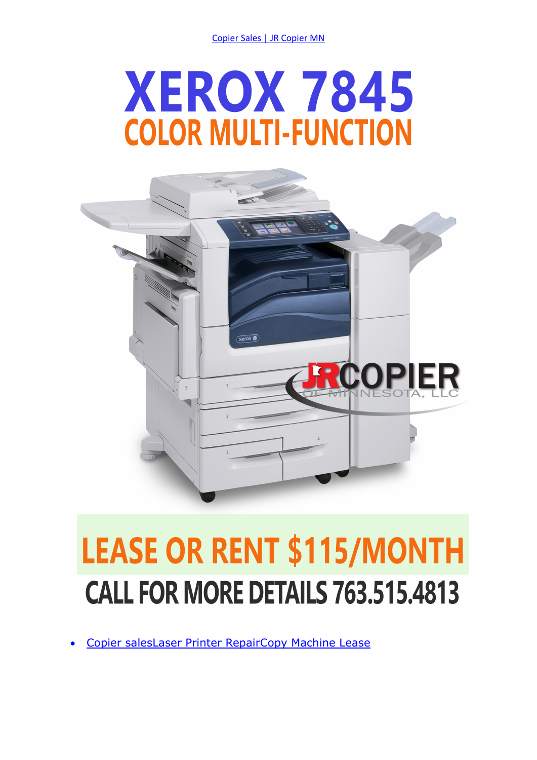[Copier Sales | JR Copier MN]

# XEROX 7845

## COLOR MULTI-FUNCTION

JRCOPIER OF MINNESOTA, LLC

## LEASE OR RENT $115/MONTH

## CALL FOR MORE DETAILS 763.515.4813

- Copier salesLaser Printer RepairCopy Machine Lease